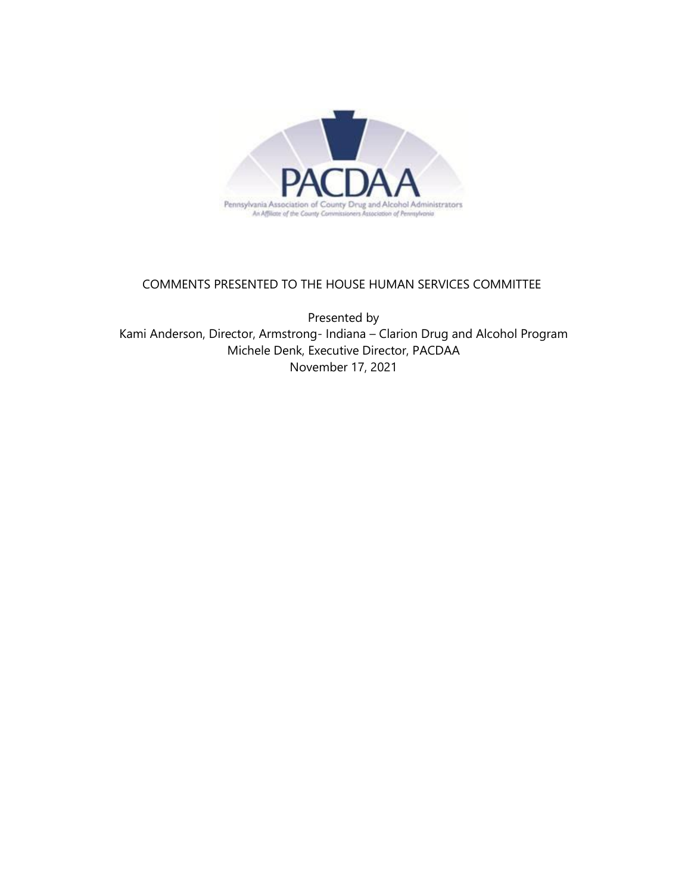PACDAA

Pennsylvania Association of County Drug and Alcohol Administrators

An Affiliate of the County Commissioners Association of Pennsylvania

COMMENTS PRESENTED TO THE HOUSE HUMAN SERVICES COMMITTEE

Presented by
Kami Anderson, Director, Armstrong- Indiana – Clarion Drug and Alcohol Program
Michele Denk, Executive Director, PACDAA
November 17, 2021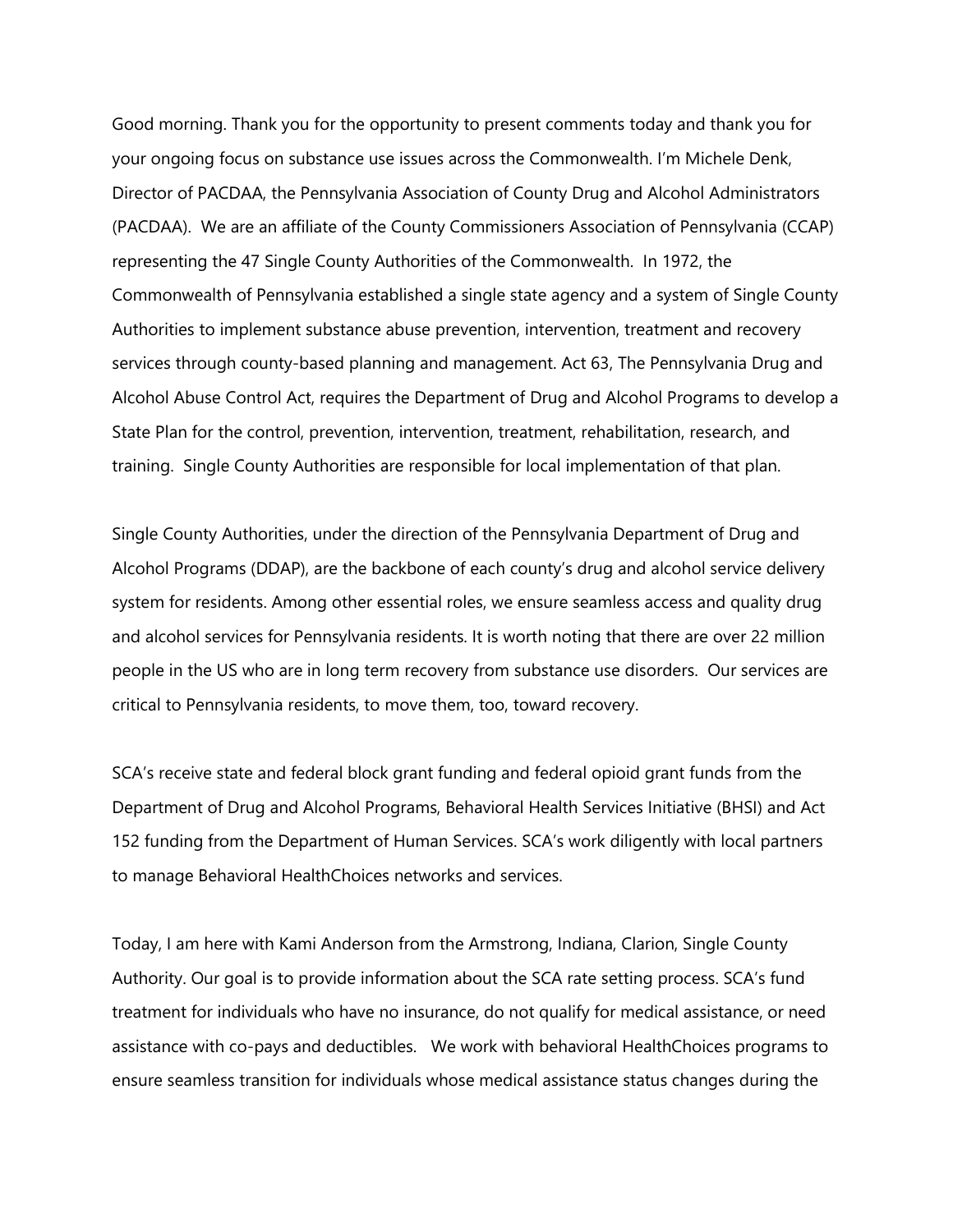Good morning. Thank you for the opportunity to present comments today and thank you for your ongoing focus on substance use issues across the Commonwealth. I'm Michele Denk, Director of PACDAA, the Pennsylvania Association of County Drug and Alcohol Administrators (PACDAA). We are an affiliate of the County Commissioners Association of Pennsylvania (CCAP) representing the 47 Single County Authorities of the Commonwealth. In 1972, the Commonwealth of Pennsylvania established a single state agency and a system of Single County Authorities to implement substance abuse prevention, intervention, treatment and recovery services through county-based planning and management. Act 63, The Pennsylvania Drug and Alcohol Abuse Control Act, requires the Department of Drug and Alcohol Programs to develop a State Plan for the control, prevention, intervention, treatment, rehabilitation, research, and training. Single County Authorities are responsible for local implementation of that plan.

Single County Authorities, under the direction of the Pennsylvania Department of Drug and Alcohol Programs (DDAP), are the backbone of each county's drug and alcohol service delivery system for residents. Among other essential roles, we ensure seamless access and quality drug and alcohol services for Pennsylvania residents. It is worth noting that there are over 22 million people in the US who are in long term recovery from substance use disorders. Our services are critical to Pennsylvania residents, to move them, too, toward recovery.

SCA's receive state and federal block grant funding and federal opioid grant funds from the Department of Drug and Alcohol Programs, Behavioral Health Services Initiative (BHSI) and Act 152 funding from the Department of Human Services. SCA's work diligently with local partners to manage Behavioral HealthChoices networks and services.

Today, I am here with Kami Anderson from the Armstrong, Indiana, Clarion, Single County Authority. Our goal is to provide information about the SCA rate setting process. SCA's fund treatment for individuals who have no insurance, do not qualify for medical assistance, or need assistance with co-pays and deductibles. We work with behavioral HealthChoices programs to ensure seamless transition for individuals whose medical assistance status changes during the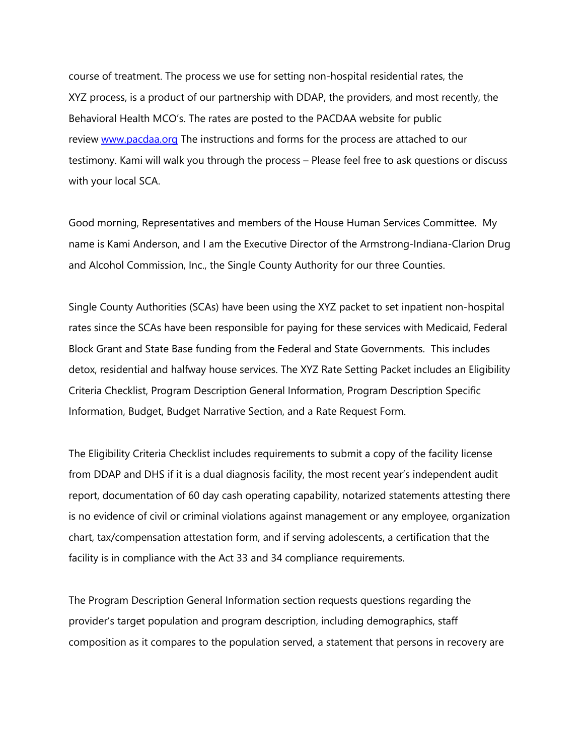course of treatment. The process we use for setting non-hospital residential rates, the XYZ process, is a product of our partnership with DDAP, the providers, and most recently, the Behavioral Health MCO's. The rates are posted to the PACDAA website for public review [www.pacdaa.org](http://www.pacdaa.org) The instructions and forms for the process are attached to our testimony. Kami will walk you through the process – Please feel free to ask questions or discuss with your local SCA.

Good morning, Representatives and members of the House Human Services Committee. My name is Kami Anderson, and I am the Executive Director of the Armstrong-Indiana-Clarion Drug and Alcohol Commission, Inc., the Single County Authority for our three Counties.

Single County Authorities (SCAs) have been using the XYZ packet to set inpatient non-hospital rates since the SCAs have been responsible for paying for these services with Medicaid, Federal Block Grant and State Base funding from the Federal and State Governments. This includes detox, residential and halfway house services. The XYZ Rate Setting Packet includes an Eligibility Criteria Checklist, Program Description General Information, Program Description Specific Information, Budget, Budget Narrative Section, and a Rate Request Form.

The Eligibility Criteria Checklist includes requirements to submit a copy of the facility license from DDAP and DHS if it is a dual diagnosis facility, the most recent year's independent audit report, documentation of 60 day cash operating capability, notarized statements attesting there is no evidence of civil or criminal violations against management or any employee, organization chart, tax/compensation attestation form, and if serving adolescents, a certification that the facility is in compliance with the Act 33 and 34 compliance requirements.

The Program Description General Information section requests questions regarding the provider's target population and program description, including demographics, staff composition as it compares to the population served, a statement that persons in recovery are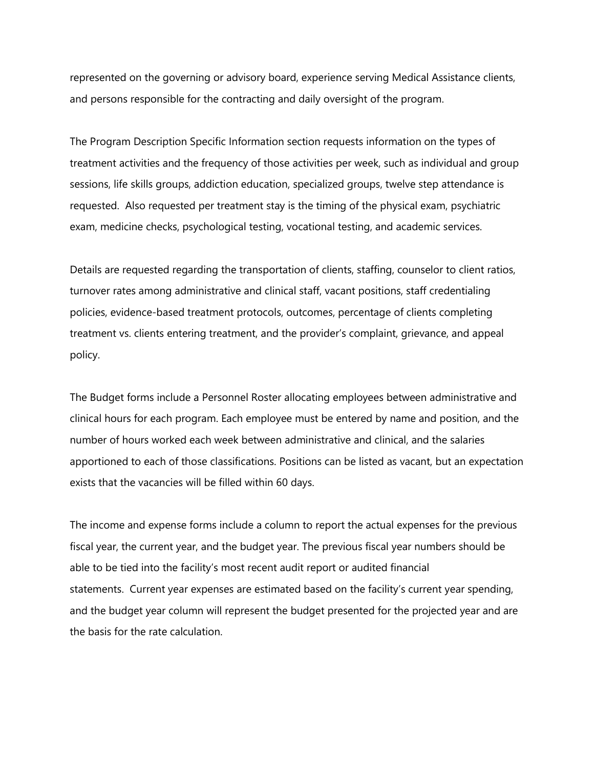represented on the governing or advisory board, experience serving Medical Assistance clients, and persons responsible for the contracting and daily oversight of the program.

The Program Description Specific Information section requests information on the types of treatment activities and the frequency of those activities per week, such as individual and group sessions, life skills groups, addiction education, specialized groups, twelve step attendance is requested.  Also requested per treatment stay is the timing of the physical exam, psychiatric exam, medicine checks, psychological testing, vocational testing, and academic services.

Details are requested regarding the transportation of clients, staffing, counselor to client ratios, turnover rates among administrative and clinical staff, vacant positions, staff credentialing policies, evidence-based treatment protocols, outcomes, percentage of clients completing treatment vs. clients entering treatment, and the provider's complaint, grievance, and appeal policy.

The Budget forms include a Personnel Roster allocating employees between administrative and clinical hours for each program. Each employee must be entered by name and position, and the number of hours worked each week between administrative and clinical, and the salaries apportioned to each of those classifications. Positions can be listed as vacant, but an expectation exists that the vacancies will be filled within 60 days.

The income and expense forms include a column to report the actual expenses for the previous fiscal year, the current year, and the budget year. The previous fiscal year numbers should be able to be tied into the facility's most recent audit report or audited financial statements.  Current year expenses are estimated based on the facility's current year spending, and the budget year column will represent the budget presented for the projected year and are the basis for the rate calculation.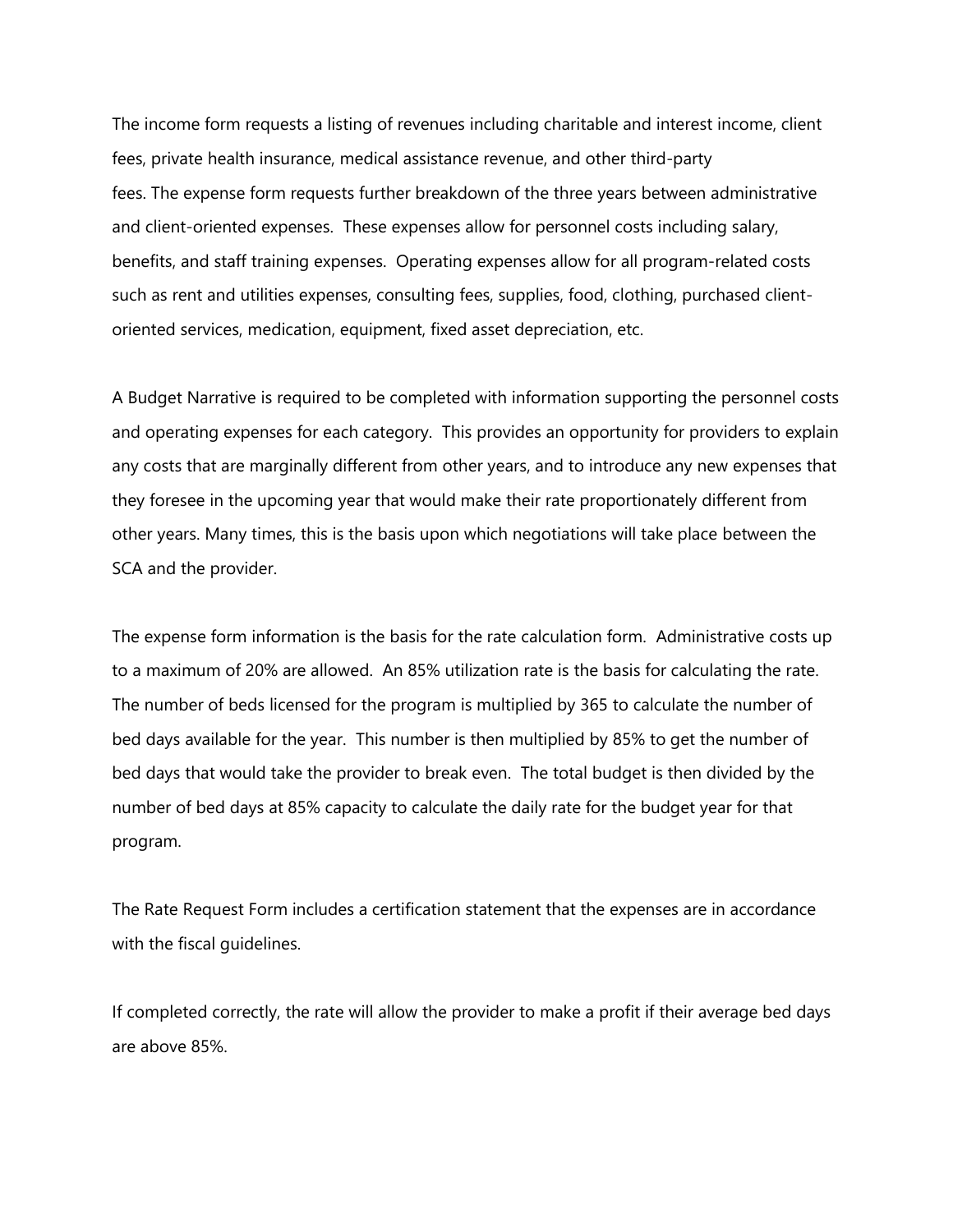The income form requests a listing of revenues including charitable and interest income, client fees, private health insurance, medical assistance revenue, and other third-party fees. The expense form requests further breakdown of the three years between administrative and client-oriented expenses. These expenses allow for personnel costs including salary, benefits, and staff training expenses. Operating expenses allow for all program-related costs such as rent and utilities expenses, consulting fees, supplies, food, clothing, purchased client-oriented services, medication, equipment, fixed asset depreciation, etc.

A Budget Narrative is required to be completed with information supporting the personnel costs and operating expenses for each category. This provides an opportunity for providers to explain any costs that are marginally different from other years, and to introduce any new expenses that they foresee in the upcoming year that would make their rate proportionately different from other years. Many times, this is the basis upon which negotiations will take place between the SCA and the provider.

The expense form information is the basis for the rate calculation form. Administrative costs up to a maximum of 20% are allowed. An 85% utilization rate is the basis for calculating the rate. The number of beds licensed for the program is multiplied by 365 to calculate the number of bed days available for the year. This number is then multiplied by 85% to get the number of bed days that would take the provider to break even. The total budget is then divided by the number of bed days at 85% capacity to calculate the daily rate for the budget year for that program.

The Rate Request Form includes a certification statement that the expenses are in accordance with the fiscal guidelines.

If completed correctly, the rate will allow the provider to make a profit if their average bed days are above 85%.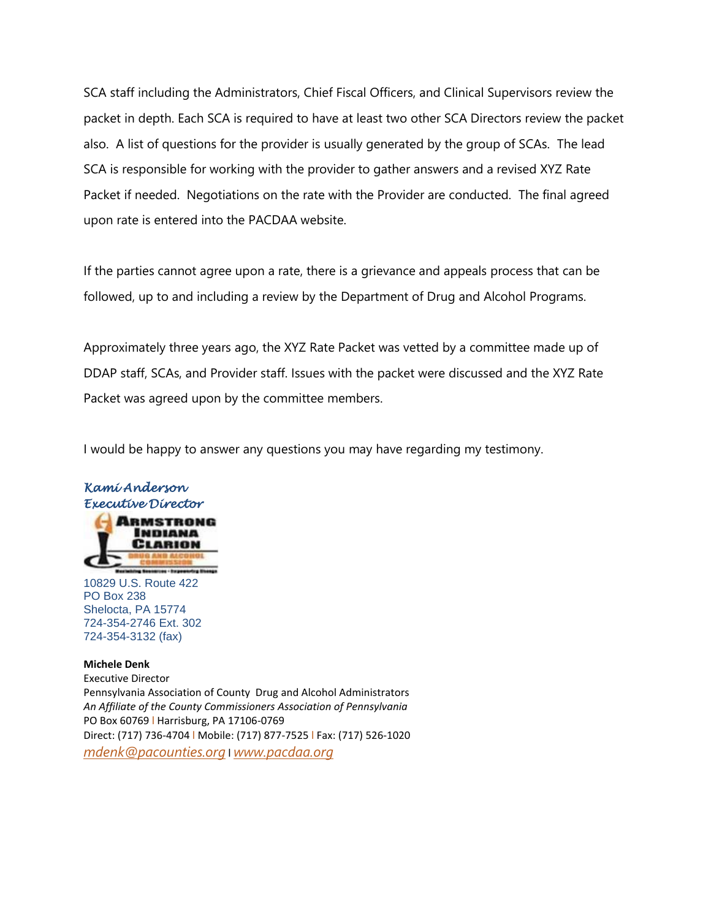SCA staff including the Administrators, Chief Fiscal Officers, and Clinical Supervisors review the packet in depth. Each SCA is required to have at least two other SCA Directors review the packet also. A list of questions for the provider is usually generated by the group of SCAs. The lead SCA is responsible for working with the provider to gather answers and a revised XYZ Rate Packet if needed. Negotiations on the rate with the Provider are conducted. The final agreed upon rate is entered into the PACDAA website.

If the parties cannot agree upon a rate, there is a grievance and appeals process that can be followed, up to and including a review by the Department of Drug and Alcohol Programs.

Approximately three years ago, the XYZ Rate Packet was vetted by a committee made up of DDAP staff, SCAs, and Provider staff. Issues with the packet were discussed and the XYZ Rate Packet was agreed upon by the committee members.

I would be happy to answer any questions you may have regarding my testimony.

*Kami Anderson*
*Executive Director*

Armstrong Indiana Clarion Drug and Alcohol Commission

10829 U.S. Route 422
PO Box 238
Shelocta, PA 15774
724-354-2746 Ext. 302
724-354-3132 (fax)

**Michele Denk**
Executive Director
Pennsylvania Association of County Drug and Alcohol Administrators
*An Affiliate of the County Commissioners Association of Pennsylvania*
PO Box 60769 | Harrisburg, PA 17106-0769
Direct: (717) 736-4704 | Mobile: (717) 877-7525 | Fax: (717) 526-1020
*mdenk@pacounties.org* | *www.pacdaa.org*